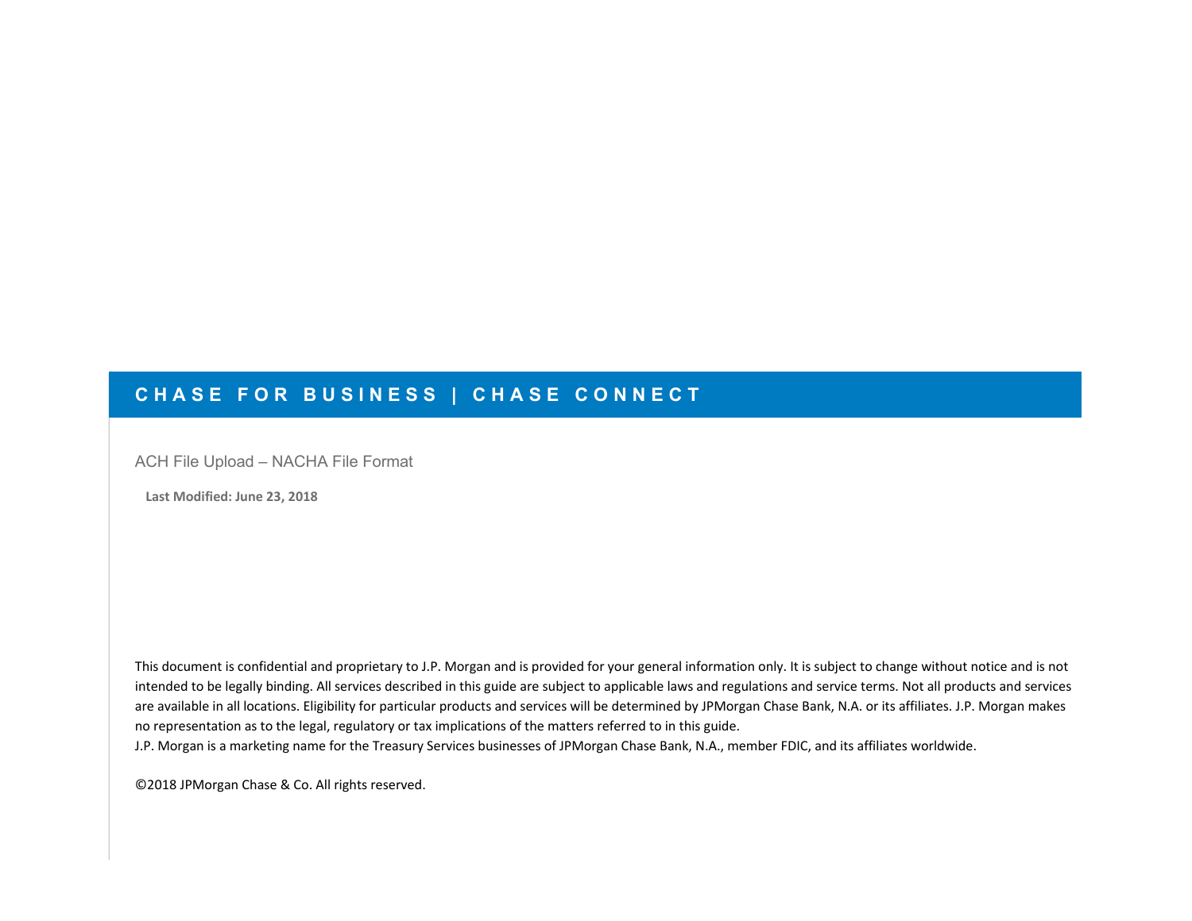# CHASE FOR BUSINESS | CHASE CONNECT

ACH File Upload – NACHA File Format

**Last Modified: June 23, 2018**

This document is confidential and proprietary to J.P. Morgan and is provided for your general information only. It is subject to change without notice and is not intended to be legally binding. All services described in this guide are subject to applicable laws and regulations and service terms. Not all products and services are available in all locations. Eligibility for particular products and services will be determined by JPMorgan Chase Bank, N.A. or its affiliates. J.P. Morgan makes no representation as to the legal, regulatory or tax implications of the matters referred to in this guide.
J.P. Morgan is a marketing name for the Treasury Services businesses of JPMorgan Chase Bank, N.A., member FDIC, and its affiliates worldwide.

©2018 JPMorgan Chase & Co. All rights reserved.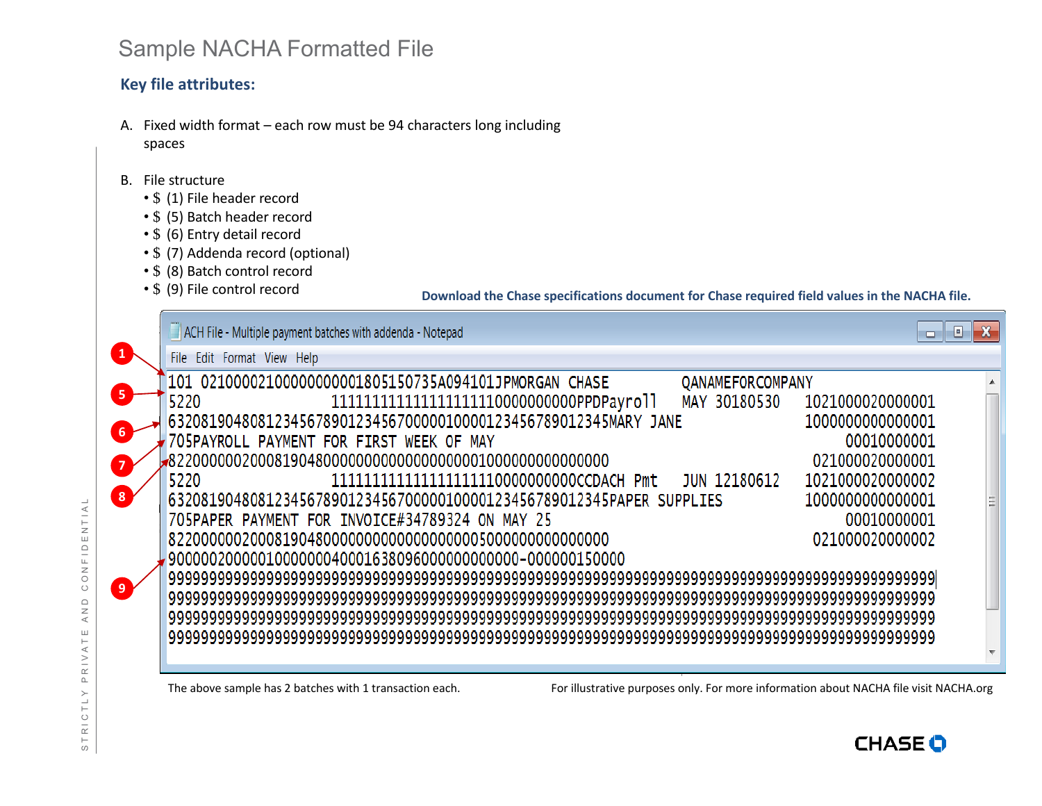# Sample NACHA Formatted File

## Key file attributes:

A. Fixed width format – each row must be 94 characters long including spaces

B. File structure
   - $ (1) File header record
   - $ (5) Batch header record
   - $ (6) Entry detail record
   - $ (7) Addenda record (optional)
   - $ (8) Batch control record
   - $ (9) File control record

**Download the Chase specifications document for Chase required field values in the NACHA file.**

ACH File - Multiple payment batches with addenda - Notepad

File Edit Format View Help

```
101 021000021000000000180515073 5A094101JPMORGAN CHASE          QANAMEFORCOMPANY
5220                1111111111111111111110000000000PPDPayroll    MAY 30180530   1021000020000001
632081904808123456789012345670000010000123456789012345MARY JANE                 1000000000000001
705PAYROLL PAYMENT FOR FIRST WEEK OF MAY                                             00010000001
822000000200081904800000000000000000001000000000000000                          021000020000001
5220                1111111111111111111110000000000CCDACH Pmt    JUN 12180612   1021000020000002
632081904808123456789012345670000010000123456789012345PAPER SUPPLIES            1000000000000001
705PAPER PAYMENT FOR INVOICE#34789324 ON MAY 25                                      00010000001
822000000200081904800000000000000000005000000000000000                          021000020000002
9000002000001000000040001638096000000000000-000000150000
9999999999999999999999999999999999999999999999999999999999999999999999999999999999999999999999
9999999999999999999999999999999999999999999999999999999999999999999999999999999999999999999999
9999999999999999999999999999999999999999999999999999999999999999999999999999999999999999999999
9999999999999999999999999999999999999999999999999999999999999999999999999999999999999999999999
```

1
5
6
7
8
9

The above sample has 2 batches with 1 transaction each.

For illustrative purposes only. For more information about NACHA file visit NACHA.org

STRICTLY PRIVATE AND CONFIDENTIAL

CHASE